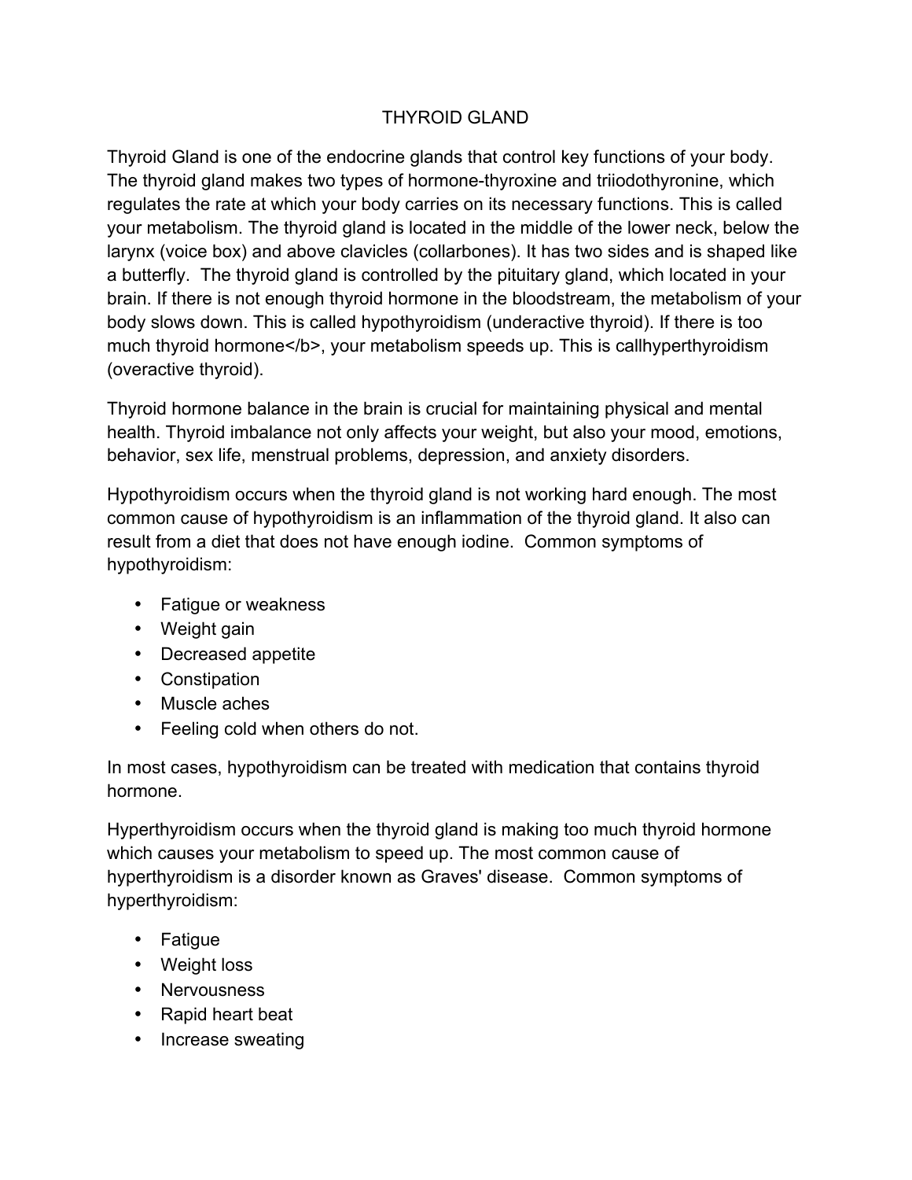# THYROID GLAND

Thyroid Gland is one of the endocrine glands that control key functions of your body. The thyroid gland makes two types of hormone-thyroxine and triiodothyronine, which regulates the rate at which your body carries on its necessary functions. This is called your metabolism. The thyroid gland is located in the middle of the lower neck, below the larynx (voice box) and above clavicles (collarbones). It has two sides and is shaped like a butterfly. The thyroid gland is controlled by the pituitary gland, which located in your brain. If there is not enough thyroid hormone in the bloodstream, the metabolism of your body slows down. This is called hypothyroidism (underactive thyroid). If there is too much thyroid hormone</b>, your metabolism speeds up. This is callhyperthyroidism (overactive thyroid).

Thyroid hormone balance in the brain is crucial for maintaining physical and mental health. Thyroid imbalance not only affects your weight, but also your mood, emotions, behavior, sex life, menstrual problems, depression, and anxiety disorders.

Hypothyroidism occurs when the thyroid gland is not working hard enough. The most common cause of hypothyroidism is an inflammation of the thyroid gland. It also can result from a diet that does not have enough iodine. Common symptoms of hypothyroidism:

- Fatigue or weakness
- Weight gain
- Decreased appetite
- Constipation
- Muscle aches
- Feeling cold when others do not.

In most cases, hypothyroidism can be treated with medication that contains thyroid hormone.

Hyperthyroidism occurs when the thyroid gland is making too much thyroid hormone which causes your metabolism to speed up. The most common cause of hyperthyroidism is a disorder known as Graves' disease. Common symptoms of hyperthyroidism:

- Fatigue
- Weight loss
- Nervousness
- Rapid heart beat
- Increase sweating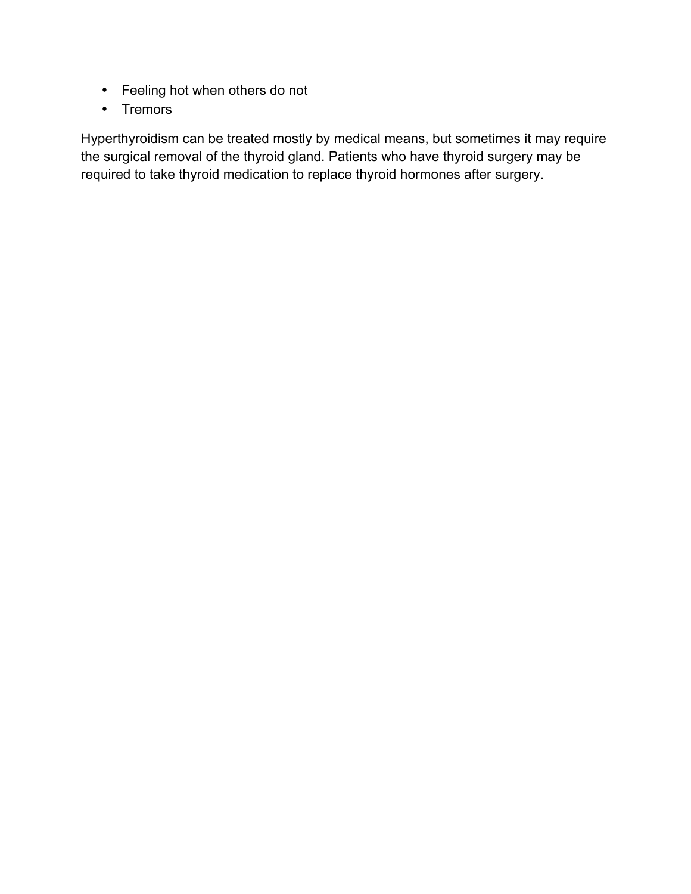- Feeling hot when others do not
- Tremors

Hyperthyroidism can be treated mostly by medical means, but sometimes it may require the surgical removal of the thyroid gland. Patients who have thyroid surgery may be required to take thyroid medication to replace thyroid hormones after surgery.